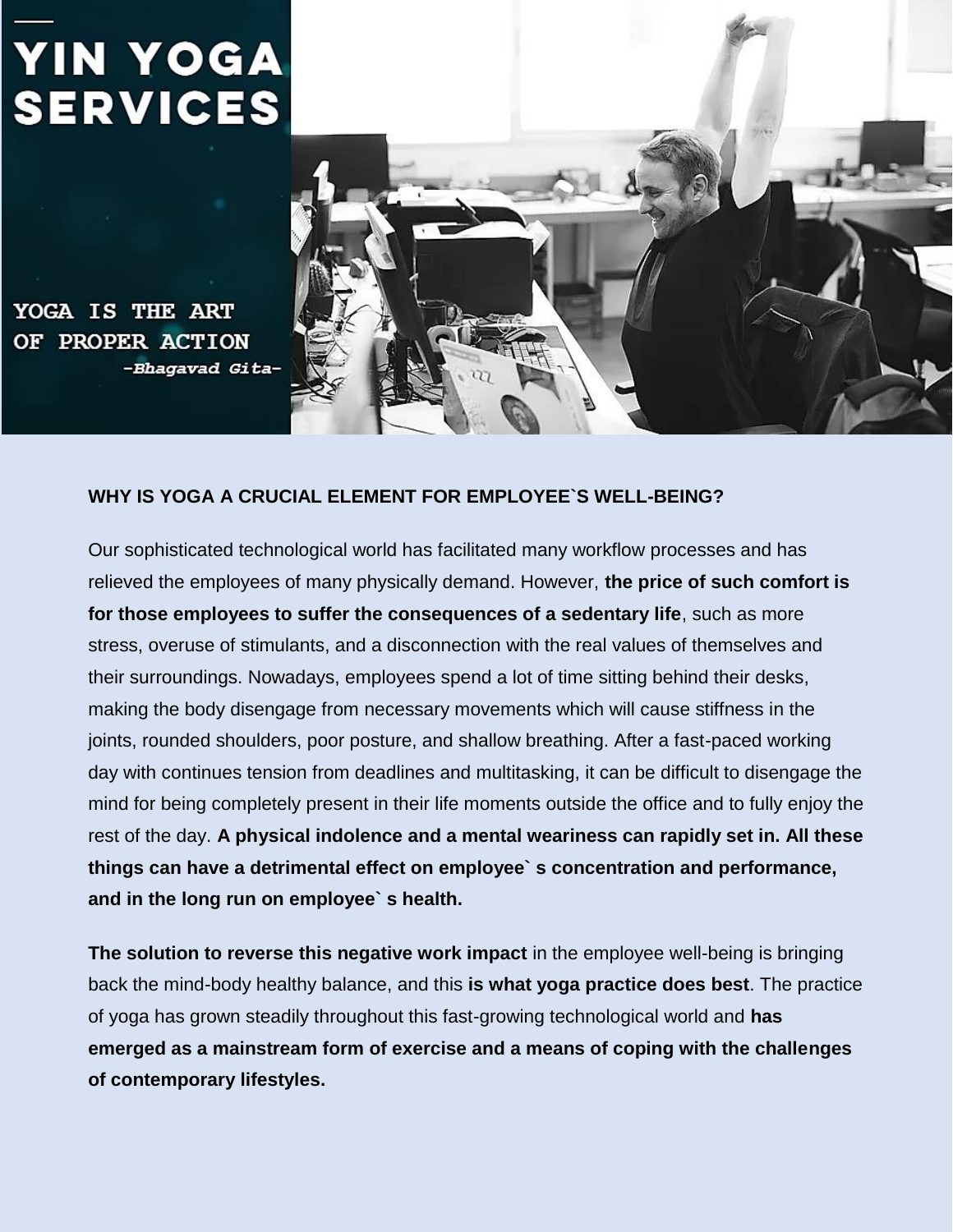# YIN YOGA SERVICES

YOGA IS THE ART OF PROPER ACTION

*-Bhagavad Gita-*

**WHY IS YOGA A CRUCIAL ELEMENT FOR EMPLOYEE`S WELL-BEING?**

Our sophisticated technological world has facilitated many workflow processes and has relieved the employees of many physically demand. However, **the price of such comfort is for those employees to suffer the consequences of a sedentary life**, such as more stress, overuse of stimulants, and a disconnection with the real values of themselves and their surroundings. Nowadays, employees spend a lot of time sitting behind their desks, making the body disengage from necessary movements which will cause stiffness in the joints, rounded shoulders, poor posture, and shallow breathing. After a fast-paced working day with continues tension from deadlines and multitasking, it can be difficult to disengage the mind for being completely present in their life moments outside the office and to fully enjoy the rest of the day. **A physical indolence and a mental weariness can rapidly set in. All these things can have a detrimental effect on employee` s concentration and performance, and in the long run on employee` s health.**

**The solution to reverse this negative work impact** in the employee well-being is bringing back the mind-body healthy balance, and this **is what yoga practice does best**. The practice of yoga has grown steadily throughout this fast-growing technological world and **has emerged as a mainstream form of exercise and a means of coping with the challenges of contemporary lifestyles.**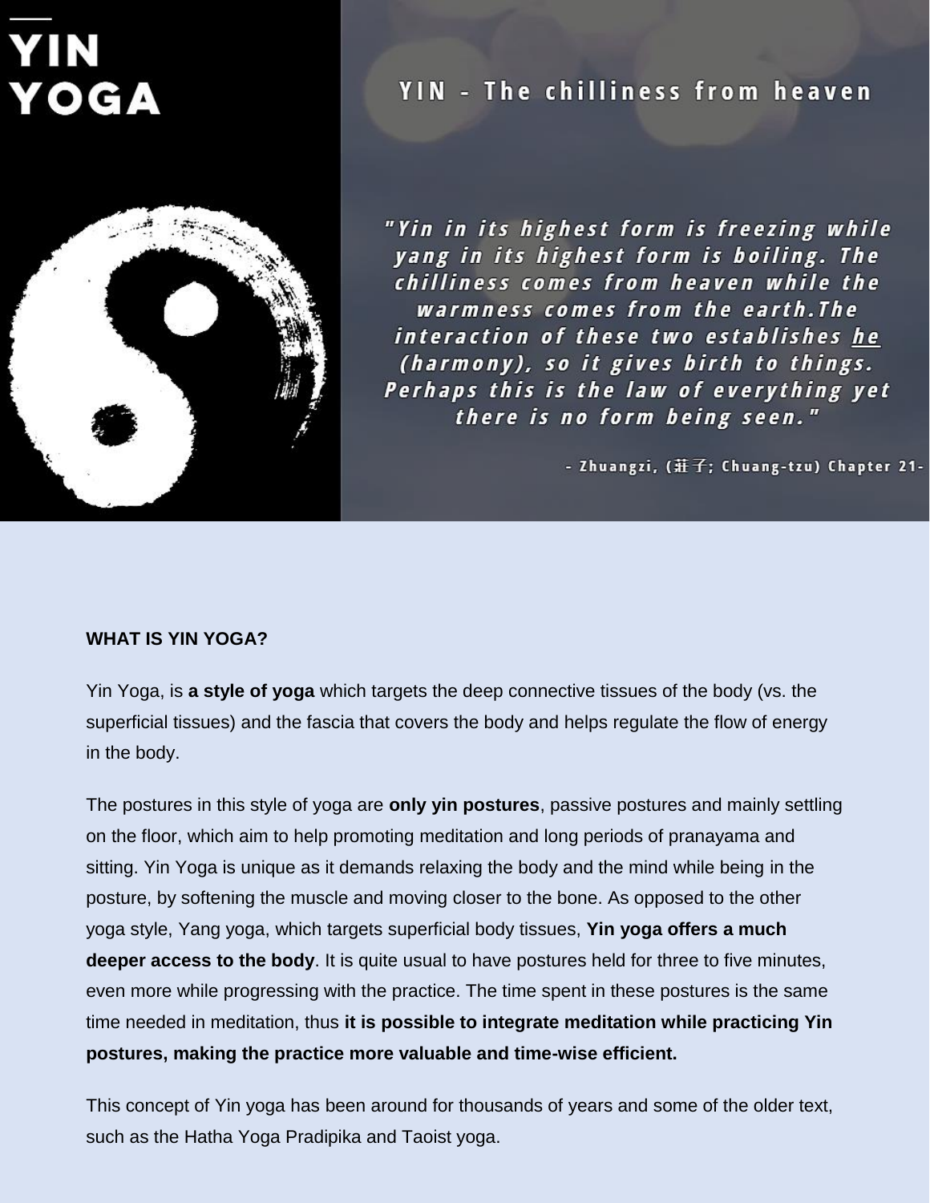# YIN YOGA

## YIN - The chilliness from heaven

*"Yin in its highest form is freezing while yang in its highest form is boiling. The chilliness comes from heaven while the warmness comes from the earth.The interaction of these two establishes he (harmony), so it gives birth to things. Perhaps this is the law of everything yet there is no form being seen."*

- Zhuangzi, (莊子; Chuang-tzu) Chapter 21-

**WHAT IS YIN YOGA?**

Yin Yoga, is **a style of yoga** which targets the deep connective tissues of the body (vs. the superficial tissues) and the fascia that covers the body and helps regulate the flow of energy in the body.

The postures in this style of yoga are **only yin postures**, passive postures and mainly settling on the floor, which aim to help promoting meditation and long periods of pranayama and sitting. Yin Yoga is unique as it demands relaxing the body and the mind while being in the posture, by softening the muscle and moving closer to the bone. As opposed to the other yoga style, Yang yoga, which targets superficial body tissues, **Yin yoga offers a much deeper access to the body**. It is quite usual to have postures held for three to five minutes, even more while progressing with the practice. The time spent in these postures is the same time needed in meditation, thus **it is possible to integrate meditation while practicing Yin postures, making the practice more valuable and time-wise efficient.**

This concept of Yin yoga has been around for thousands of years and some of the older text, such as the Hatha Yoga Pradipika and Taoist yoga.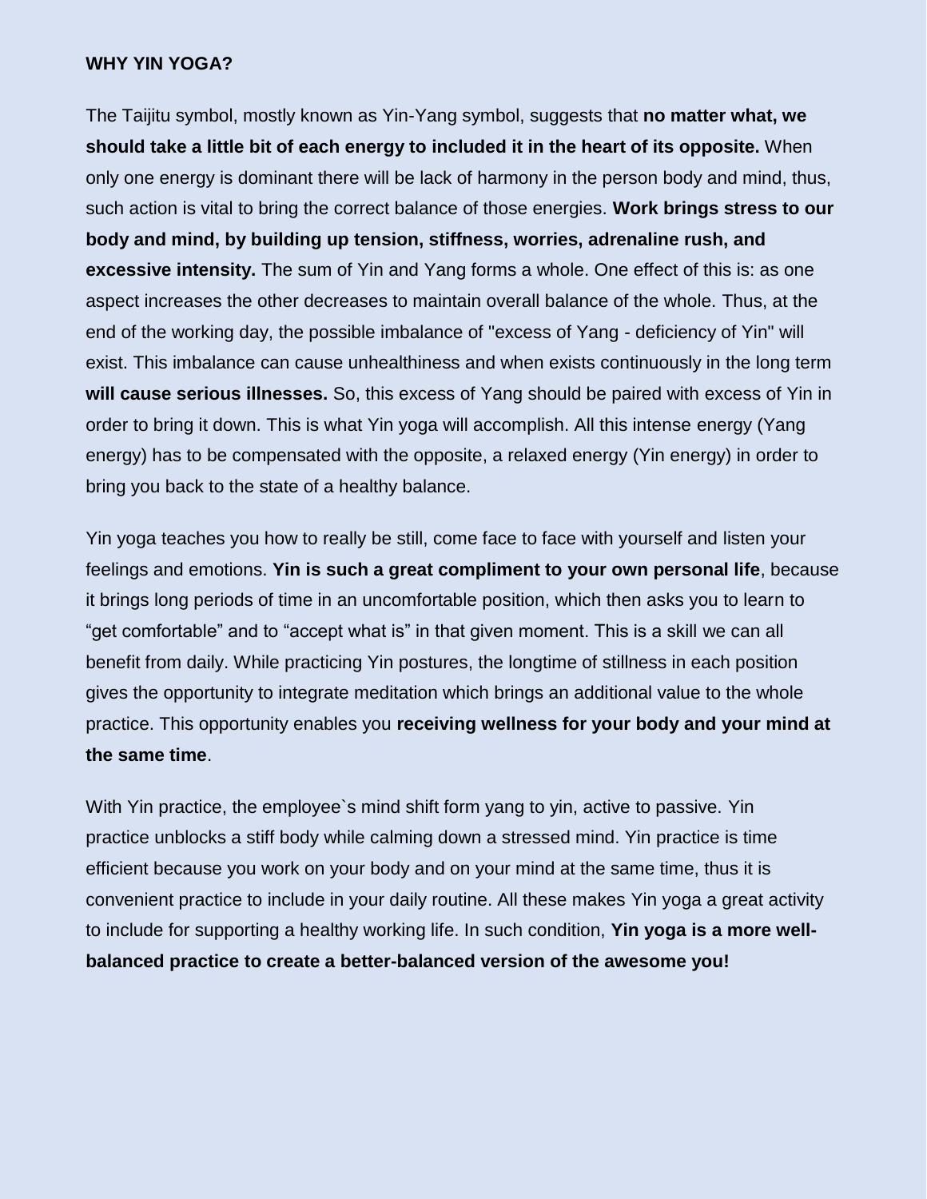**WHY YIN YOGA?**

The Taijitu symbol, mostly known as Yin-Yang symbol, suggests that **no matter what, we should take a little bit of each energy to included it in the heart of its opposite.** When only one energy is dominant there will be lack of harmony in the person body and mind, thus, such action is vital to bring the correct balance of those energies. **Work brings stress to our body and mind, by building up tension, stiffness, worries, adrenaline rush, and excessive intensity.** The sum of Yin and Yang forms a whole. One effect of this is: as one aspect increases the other decreases to maintain overall balance of the whole. Thus, at the end of the working day, the possible imbalance of "excess of Yang - deficiency of Yin" will exist. This imbalance can cause unhealthiness and when exists continuously in the long term **will cause serious illnesses.** So, this excess of Yang should be paired with excess of Yin in order to bring it down. This is what Yin yoga will accomplish. All this intense energy (Yang energy) has to be compensated with the opposite, a relaxed energy (Yin energy) in order to bring you back to the state of a healthy balance.

Yin yoga teaches you how to really be still, come face to face with yourself and listen your feelings and emotions. **Yin is such a great compliment to your own personal life**, because it brings long periods of time in an uncomfortable position, which then asks you to learn to “get comfortable” and to “accept what is” in that given moment. This is a skill we can all benefit from daily. While practicing Yin postures, the longtime of stillness in each position gives the opportunity to integrate meditation which brings an additional value to the whole practice. This opportunity enables you **receiving wellness for your body and your mind at the same time**.

With Yin practice, the employee`s mind shift form yang to yin, active to passive. Yin practice unblocks a stiff body while calming down a stressed mind. Yin practice is time efficient because you work on your body and on your mind at the same time, thus it is convenient practice to include in your daily routine. All these makes Yin yoga a great activity to include for supporting a healthy working life. In such condition, **Yin yoga is a more well-balanced practice to create a better-balanced version of the awesome you!**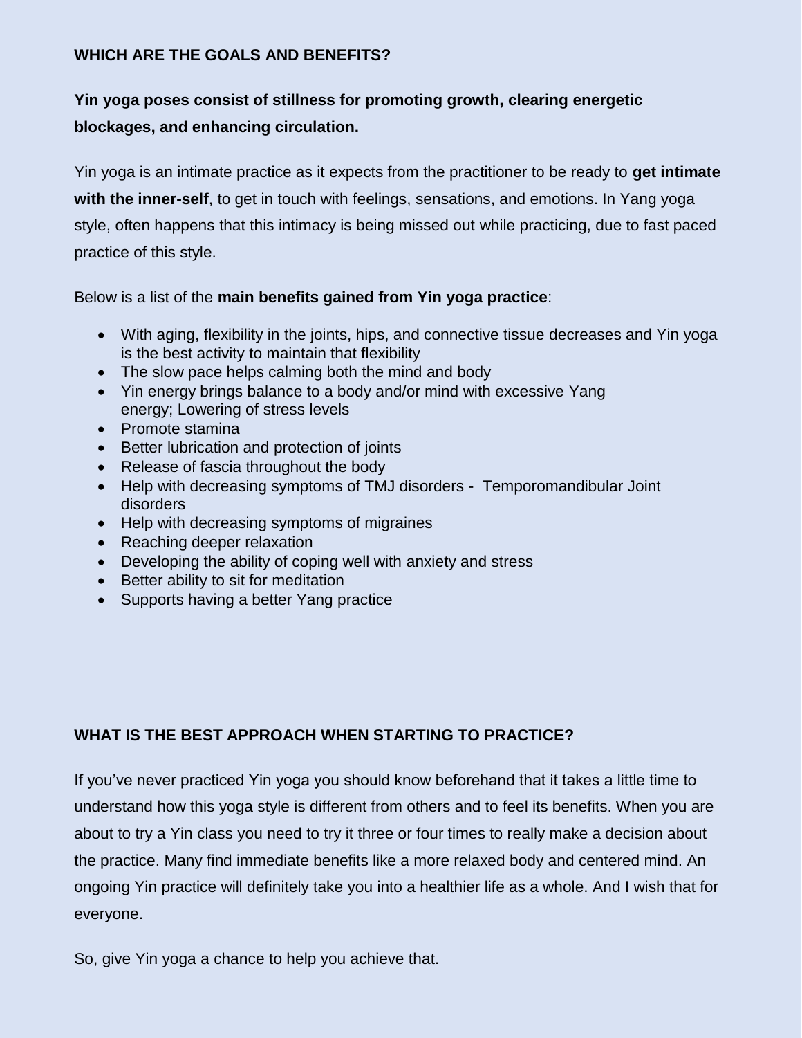## WHICH ARE THE GOALS AND BENEFITS?

**Yin yoga poses consist of stillness for promoting growth, clearing energetic blockages, and enhancing circulation.**

Yin yoga is an intimate practice as it expects from the practitioner to be ready to **get intimate with the inner-self**, to get in touch with feelings, sensations, and emotions. In Yang yoga style, often happens that this intimacy is being missed out while practicing, due to fast paced practice of this style.

Below is a list of the **main benefits gained from Yin yoga practice**:

- With aging, flexibility in the joints, hips, and connective tissue decreases and Yin yoga is the best activity to maintain that flexibility
- The slow pace helps calming both the mind and body
- Yin energy brings balance to a body and/or mind with excessive Yang energy; Lowering of stress levels
- Promote stamina
- Better lubrication and protection of joints
- Release of fascia throughout the body
- Help with decreasing symptoms of TMJ disorders - Temporomandibular Joint disorders
- Help with decreasing symptoms of migraines
- Reaching deeper relaxation
- Developing the ability of coping well with anxiety and stress
- Better ability to sit for meditation
- Supports having a better Yang practice

## WHAT IS THE BEST APPROACH WHEN STARTING TO PRACTICE?

If you've never practiced Yin yoga you should know beforehand that it takes a little time to understand how this yoga style is different from others and to feel its benefits. When you are about to try a Yin class you need to try it three or four times to really make a decision about the practice. Many find immediate benefits like a more relaxed body and centered mind. An ongoing Yin practice will definitely take you into a healthier life as a whole. And I wish that for everyone.

So, give Yin yoga a chance to help you achieve that.